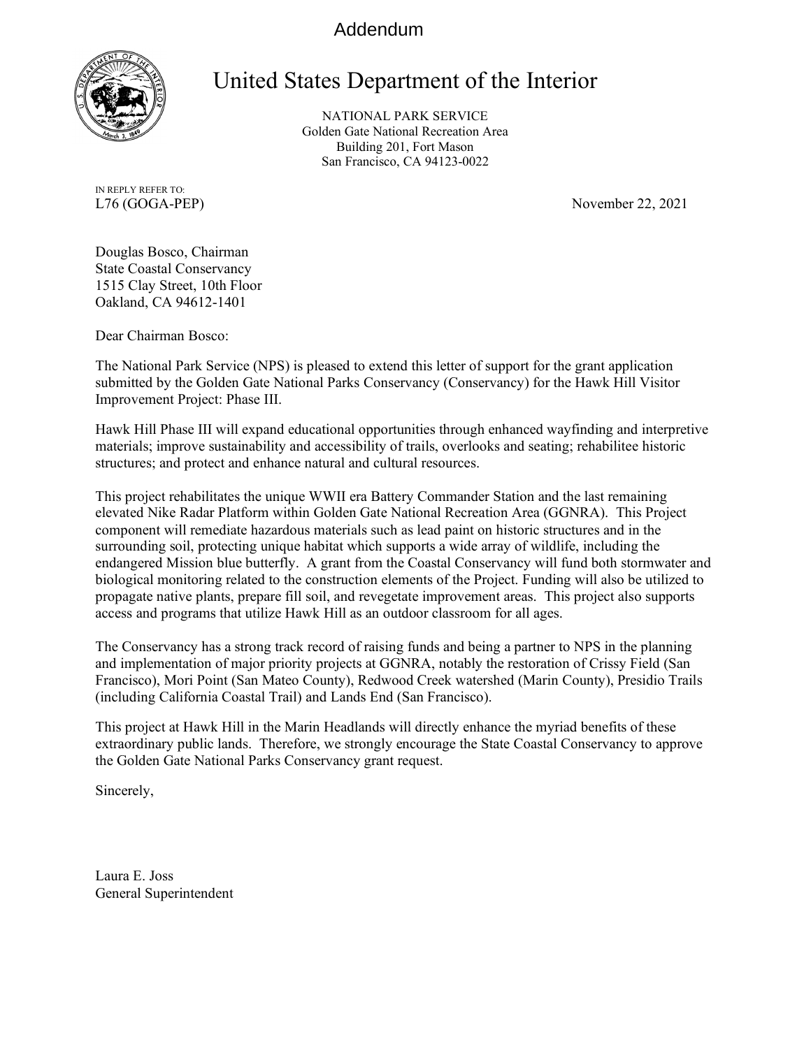Addendum

# United States Department of the Interior

NATIONAL PARK SERVICE
Golden Gate National Recreation Area
Building 201, Fort Mason
San Francisco, CA 94123-0022

IN REPLY REFER TO:
L76 (GOGA-PEP)

November 22, 2021

Douglas Bosco, Chairman
State Coastal Conservancy
1515 Clay Street, 10th Floor
Oakland, CA 94612-1401

Dear Chairman Bosco:

The National Park Service (NPS) is pleased to extend this letter of support for the grant application submitted by the Golden Gate National Parks Conservancy (Conservancy) for the Hawk Hill Visitor Improvement Project: Phase III.

Hawk Hill Phase III will expand educational opportunities through enhanced wayfinding and interpretive materials; improve sustainability and accessibility of trails, overlooks and seating; rehabilitee historic structures; and protect and enhance natural and cultural resources.

This project rehabilitates the unique WWII era Battery Commander Station and the last remaining elevated Nike Radar Platform within Golden Gate National Recreation Area (GGNRA). This Project component will remediate hazardous materials such as lead paint on historic structures and in the surrounding soil, protecting unique habitat which supports a wide array of wildlife, including the endangered Mission blue butterfly. A grant from the Coastal Conservancy will fund both stormwater and biological monitoring related to the construction elements of the Project. Funding will also be utilized to propagate native plants, prepare fill soil, and revegetate improvement areas. This project also supports access and programs that utilize Hawk Hill as an outdoor classroom for all ages.

The Conservancy has a strong track record of raising funds and being a partner to NPS in the planning and implementation of major priority projects at GGNRA, notably the restoration of Crissy Field (San Francisco), Mori Point (San Mateo County), Redwood Creek watershed (Marin County), Presidio Trails (including California Coastal Trail) and Lands End (San Francisco).

This project at Hawk Hill in the Marin Headlands will directly enhance the myriad benefits of these extraordinary public lands. Therefore, we strongly encourage the State Coastal Conservancy to approve the Golden Gate National Parks Conservancy grant request.

Sincerely,

Laura E. Joss
General Superintendent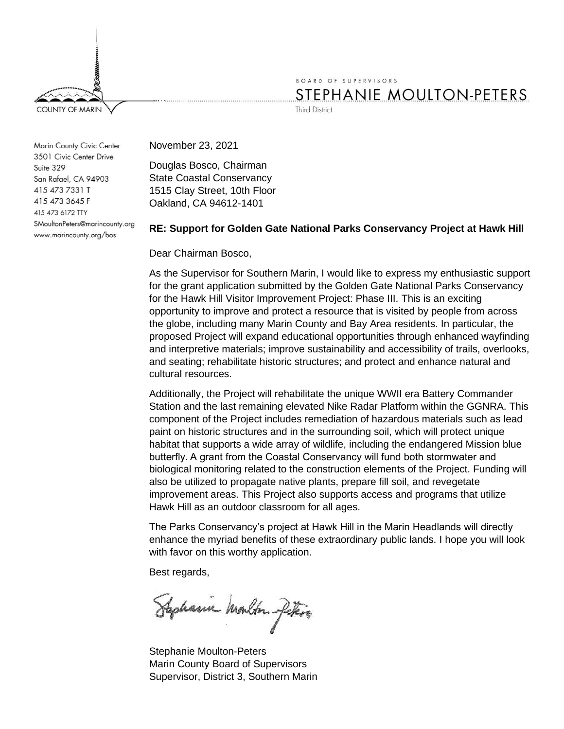COUNTY OF MARIN

BOARD OF SUPERVISORS
STEPHANIE MOULTON-PETERS
Third District

Marin County Civic Center
3501 Civic Center Drive
Suite 329
San Rafael, CA 94903
415 473 7331 T
415 473 3645 F
415 473 6172 TTY
SMoultonPeters@marincounty.org
www.marincounty.org/bos

November 23, 2021

Douglas Bosco, Chairman
State Coastal Conservancy
1515 Clay Street, 10th Floor
Oakland, CA 94612-1401

**RE: Support for Golden Gate National Parks Conservancy Project at Hawk Hill**

Dear Chairman Bosco,

As the Supervisor for Southern Marin, I would like to express my enthusiastic support for the grant application submitted by the Golden Gate National Parks Conservancy for the Hawk Hill Visitor Improvement Project: Phase III. This is an exciting opportunity to improve and protect a resource that is visited by people from across the globe, including many Marin County and Bay Area residents. In particular, the proposed Project will expand educational opportunities through enhanced wayfinding and interpretive materials; improve sustainability and accessibility of trails, overlooks, and seating; rehabilitate historic structures; and protect and enhance natural and cultural resources.

Additionally, the Project will rehabilitate the unique WWII era Battery Commander Station and the last remaining elevated Nike Radar Platform within the GGNRA. This component of the Project includes remediation of hazardous materials such as lead paint on historic structures and in the surrounding soil, which will protect unique habitat that supports a wide array of wildlife, including the endangered Mission blue butterfly. A grant from the Coastal Conservancy will fund both stormwater and biological monitoring related to the construction elements of the Project. Funding will also be utilized to propagate native plants, prepare fill soil, and revegetate improvement areas. This Project also supports access and programs that utilize Hawk Hill as an outdoor classroom for all ages.

The Parks Conservancy's project at Hawk Hill in the Marin Headlands will directly enhance the myriad benefits of these extraordinary public lands. I hope you will look with favor on this worthy application.

Best regards,

Stephanie Moulton-Peters

Stephanie Moulton-Peters
Marin County Board of Supervisors
Supervisor, District 3, Southern Marin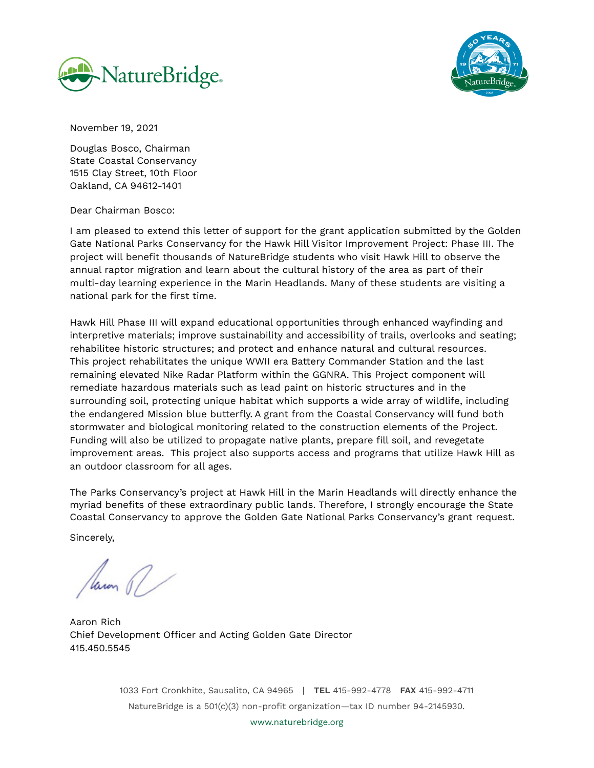NatureBridge

November 19, 2021

Douglas Bosco, Chairman
State Coastal Conservancy
1515 Clay Street, 10th Floor
Oakland, CA 94612-1401

Dear Chairman Bosco:

I am pleased to extend this letter of support for the grant application submitted by the Golden Gate National Parks Conservancy for the Hawk Hill Visitor Improvement Project: Phase III. The project will benefit thousands of NatureBridge students who visit Hawk Hill to observe the annual raptor migration and learn about the cultural history of the area as part of their multi-day learning experience in the Marin Headlands. Many of these students are visiting a national park for the first time.

Hawk Hill Phase III will expand educational opportunities through enhanced wayfinding and interpretive materials; improve sustainability and accessibility of trails, overlooks and seating; rehabilitee historic structures; and protect and enhance natural and cultural resources. This project rehabilitates the unique WWII era Battery Commander Station and the last remaining elevated Nike Radar Platform within the GGNRA. This Project component will remediate hazardous materials such as lead paint on historic structures and in the surrounding soil, protecting unique habitat which supports a wide array of wildlife, including the endangered Mission blue butterfly. A grant from the Coastal Conservancy will fund both stormwater and biological monitoring related to the construction elements of the Project. Funding will also be utilized to propagate native plants, prepare fill soil, and revegetate improvement areas. This project also supports access and programs that utilize Hawk Hill as an outdoor classroom for all ages.

The Parks Conservancy's project at Hawk Hill in the Marin Headlands will directly enhance the myriad benefits of these extraordinary public lands. Therefore, I strongly encourage the State Coastal Conservancy to approve the Golden Gate National Parks Conservancy's grant request.

Sincerely,

Aaron Rich
Chief Development Officer and Acting Golden Gate Director
415.450.5545

1033 Fort Cronkhite, Sausalito, CA 94965 | **TEL** 415-992-4778 **FAX** 415-992-4711
NatureBridge is a 501(c)(3) non-profit organization—tax ID number 94-2145930.
www.naturebridge.org